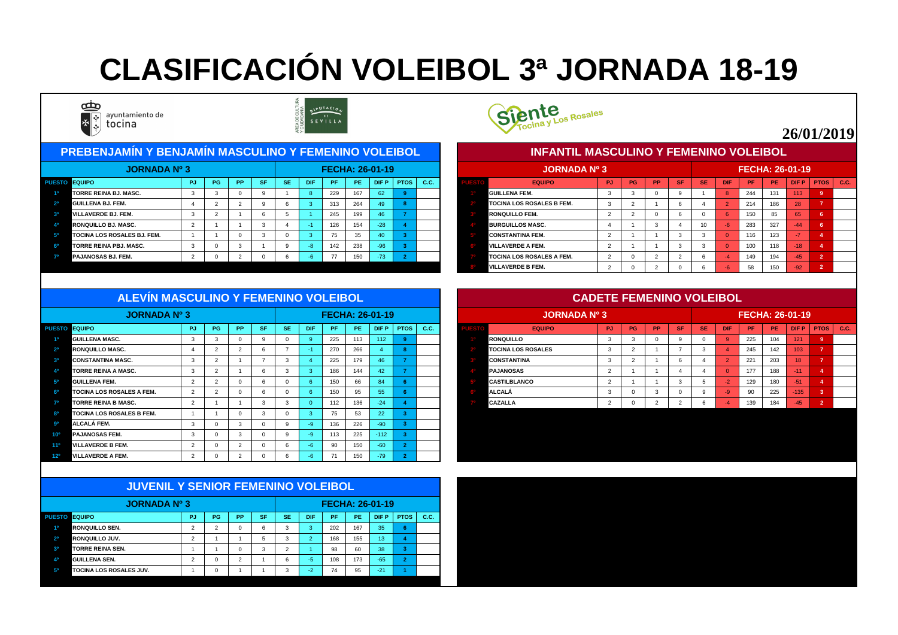# CLASIFICACIÓN VOLEIBOL 3ª JORNADA 18-19

ayuntamiento de tocina

ÁREA DE CULTURA Y CIUDADANÍA — DIPUTACIÓN DE SEVILLA

Siente Tocina y Los Rosales

**26/01/2019**

## PREBENJAMÍN Y BENJAMÍN MASCULINO Y FEMENINO VOLEIBOL

**JORNADA Nº 3** — **FECHA: 26-01-19**

| PUESTO | EQUIPO | PJ | PG | PP | SF | SE | DIF | PF | PE | DIF P | PTOS | C.C. |
|---|---|---|---|---|---|---|---|---|---|---|---|---|
| 1º | TORRE REINA BJ. MASC. | 3 | 3 | 0 | 9 | 1 | 8 | 229 | 167 | 62 | 9 | |
| 2º | GUILLENA BJ. FEM. | 4 | 2 | 2 | 9 | 6 | 3 | 313 | 264 | 49 | 8 | |
| 3º | VILLAVERDE BJ. FEM. | 3 | 2 | 1 | 6 | 5 | 1 | 245 | 199 | 46 | 7 | |
| 4º | RONQUILLO BJ. MASC. | 2 | 1 | 1 | 3 | 4 | -1 | 126 | 154 | -28 | 4 | |
| 5º | TOCINA LOS ROSALES BJ. FEM. | 1 | 1 | 0 | 3 | 0 | 3 | 75 | 35 | 40 | 3 | |
| 6º | TORRE REINA PBJ. MASC. | 3 | 0 | 3 | 1 | 9 | -8 | 142 | 238 | -96 | 3 | |
| 7º | PAJANOSAS BJ. FEM. | 2 | 0 | 2 | 0 | 6 | -6 | 77 | 150 | -73 | 2 | |

## INFANTIL MASCULINO Y FEMENINO VOLEIBOL

**JORNADA Nº 3** — **FECHA: 26-01-19**

| PUESTO | EQUIPO | PJ | PG | PP | SF | SE | DIF | PF | PE | DIF P | PTOS | C.C. |
|---|---|---|---|---|---|---|---|---|---|---|---|---|
| 1º | GUILLENA FEM. | 3 | 3 | 0 | 9 | 1 | 8 | 244 | 131 | 113 | 9 | |
| 2º | TOCINA LOS ROSALES B FEM. | 3 | 2 | 1 | 6 | 4 | 2 | 214 | 186 | 28 | 7 | |
| 3º | RONQUILLO FEM. | 2 | 2 | 0 | 6 | 0 | 6 | 150 | 85 | 65 | 6 | |
| 4º | BURGUILLOS MASC. | 4 | 1 | 3 | 4 | 10 | -6 | 283 | 327 | -44 | 6 | |
| 5º | CONSTANTINA FEM. | 2 | 1 | 1 | 3 | 3 | 0 | 116 | 123 | -7 | 4 | |
| 6º | VILLAVERDE A FEM. | 2 | 1 | 1 | 3 | 3 | 0 | 100 | 118 | -18 | 4 | |
| 7º | TOCINA LOS ROSALES A FEM. | 2 | 0 | 2 | 2 | 6 | -4 | 149 | 194 | -45 | 2 | |
| 8º | VILLAVERDE B FEM. | 2 | 0 | 2 | 0 | 6 | -6 | 58 | 150 | -92 | 2 | |

## ALEVÍN MASCULINO Y FEMENINO VOLEIBOL

**JORNADA Nº 3** — **FECHA: 26-01-19**

| PUESTO | EQUIPO | PJ | PG | PP | SF | SE | DIF | PF | PE | DIF P | PTOS | C.C. |
|---|---|---|---|---|---|---|---|---|---|---|---|---|
| 1º | GUILLENA MASC. | 3 | 3 | 0 | 9 | 0 | 9 | 225 | 113 | 112 | 9 | |
| 2º | RONQUILLO MASC. | 4 | 2 | 2 | 6 | 7 | -1 | 270 | 266 | 4 | 8 | |
| 3º | CONSTANTINA MASC. | 3 | 2 | 1 | 7 | 3 | 4 | 225 | 179 | 46 | 7 | |
| 4º | TORRE REINA A MASC. | 3 | 2 | 1 | 6 | 3 | 3 | 186 | 144 | 42 | 7 | |
| 5º | GUILLENA FEM. | 2 | 2 | 0 | 6 | 0 | 6 | 150 | 66 | 84 | 6 | |
| 6º | TOCINA LOS ROSALES A FEM. | 2 | 2 | 0 | 6 | 0 | 6 | 150 | 95 | 55 | 6 | |
| 7º | TORRE REINA B MASC. | 2 | 1 | 1 | 3 | 3 | 0 | 112 | 136 | -24 | 4 | |
| 8º | TOCINA LOS ROSALES B FEM. | 1 | 1 | 0 | 3 | 0 | 3 | 75 | 53 | 22 | 3 | |
| 9º | ALCALÁ FEM. | 3 | 0 | 3 | 0 | 9 | -9 | 136 | 226 | -90 | 3 | |
| 10º | PAJANOSAS FEM. | 3 | 0 | 3 | 0 | 9 | -9 | 113 | 225 | -112 | 3 | |
| 11º | VILLAVERDE B FEM. | 2 | 0 | 2 | 0 | 6 | -6 | 90 | 150 | -60 | 2 | |
| 12º | VILLAVERDE A FEM. | 2 | 0 | 2 | 0 | 6 | -6 | 71 | 150 | -79 | 2 | |

## CADETE FEMENINO VOLEIBOL

**JORNADA Nº 3** — **FECHA: 26-01-19**

| PUESTO | EQUIPO | PJ | PG | PP | SF | SE | DIF | PF | PE | DIF P | PTOS | C.C. |
|---|---|---|---|---|---|---|---|---|---|---|---|---|
| 1º | RONQUILLO | 3 | 3 | 0 | 9 | 0 | 9 | 225 | 104 | 121 | 9 | |
| 2º | TOCINA LOS ROSALES | 3 | 2 | 1 | 7 | 3 | 4 | 245 | 142 | 103 | 7 | |
| 3º | CONSTANTINA | 3 | 2 | 1 | 6 | 4 | 2 | 221 | 203 | 18 | 7 | |
| 4º | PAJANOSAS | 2 | 1 | 1 | 4 | 4 | 0 | 177 | 188 | -11 | 4 | |
| 5º | CASTILBLANCO | 2 | 1 | 1 | 3 | 5 | -2 | 129 | 180 | -51 | 4 | |
| 6º | ALCALÁ | 3 | 0 | 3 | 0 | 9 | -9 | 90 | 225 | -135 | 3 | |
| 7º | CAZALLA | 2 | 0 | 2 | 2 | 6 | -4 | 139 | 184 | -45 | 2 | |

## JUVENIL Y SENIOR FEMENINO VOLEIBOL

**JORNADA Nº 3** — **FECHA: 26-01-19**

| PUESTO | EQUIPO | PJ | PG | PP | SF | SE | DIF | PF | PE | DIF P | PTOS | C.C. |
|---|---|---|---|---|---|---|---|---|---|---|---|---|
| 1º | RONQUILLO SEN. | 2 | 2 | 0 | 6 | 3 | 3 | 202 | 167 | 35 | 6 | |
| 2º | RONQUILLO JUV. | 2 | 1 | 1 | 5 | 3 | 2 | 168 | 155 | 13 | 4 | |
| 3º | TORRE REINA SEN. | 1 | 1 | 0 | 3 | 2 | 1 | 98 | 60 | 38 | 3 | |
| 4º | GUILLENA SEN. | 2 | 0 | 2 | 1 | 6 | -5 | 108 | 173 | -65 | 2 | |
| 5º | TOCINA LOS ROSALES JUV. | 1 | 0 | 1 | 1 | 3 | -2 | 74 | 95 | -21 | 1 | |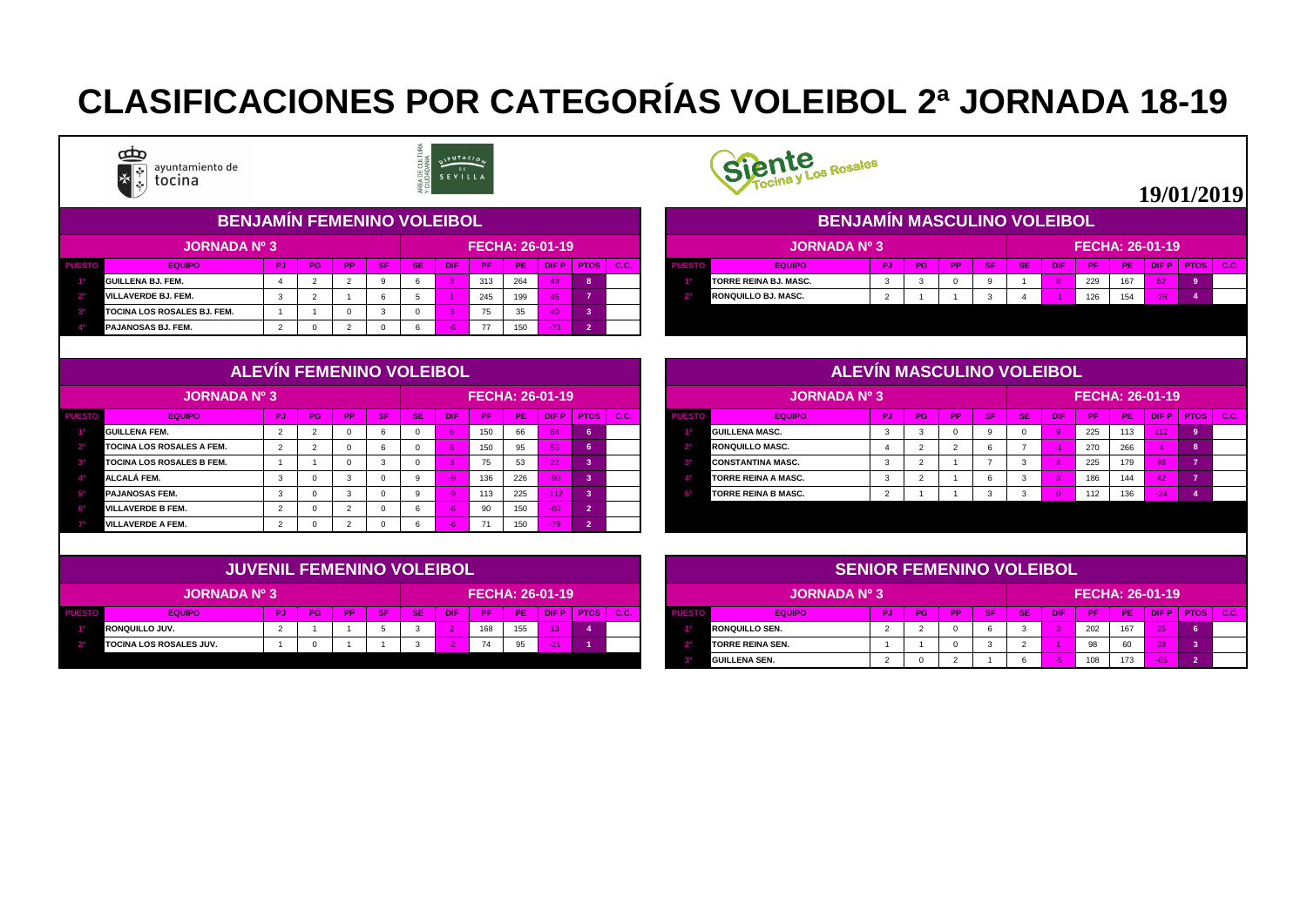# CLASIFICACIONES POR CATEGORÍAS VOLEIBOL 2ª JORNADA 18-19

ayuntamiento de tocina

ÁREA DE CULTURA Y CIUDADANÍA — DIPUTACIÓN DE SEVILLA

Siente Tocina y Los Rosales

**19/01/2019**

## BENJAMÍN FEMENINO VOLEIBOL

JORNADA Nº 3 — FECHA: 26-01-19

| PUESTO | EQUIPO | PJ | PG | PP | SF | SE | DIF | PF | PE | DIF P | PTOS | C.C. |
|---|---|---|---|---|---|---|---|---|---|---|---|---|
| 1º | GUILLENA BJ. FEM. | 4 | 2 | 2 | 9 | 6 | 3 | 313 | 264 | 49 | 8 | |
| 2º | VILLAVERDE BJ. FEM. | 3 | 2 | 1 | 6 | 5 | 1 | 245 | 199 | 46 | 7 | |
| 3º | TOCINA LOS ROSALES BJ. FEM. | 1 | 1 | 0 | 3 | 0 | 3 | 75 | 35 | 40 | 3 | |
| 4º | PAJANOSAS BJ. FEM. | 2 | 0 | 2 | 0 | 6 | -6 | 77 | 150 | -73 | 2 | |

## BENJAMÍN MASCULINO VOLEIBOL

JORNADA Nº 3 — FECHA: 26-01-19

| PUESTO | EQUIPO | PJ | PG | PP | SF | SE | DIF | PF | PE | DIF P | PTOS | C.C. |
|---|---|---|---|---|---|---|---|---|---|---|---|---|
| 1º | TORRE REINA BJ. MASC. | 3 | 3 | 0 | 9 | 1 | 8 | 229 | 167 | 62 | 9 | |
| 2º | RONQUILLO BJ. MASC. | 2 | 1 | 1 | 3 | 4 | -1 | 126 | 154 | -28 | 4 | |

## ALEVÍN FEMENINO VOLEIBOL

JORNADA Nº 3 — FECHA: 26-01-19

| PUESTO | EQUIPO | PJ | PG | PP | SF | SE | DIF | PF | PE | DIF P | PTOS | C.C. |
|---|---|---|---|---|---|---|---|---|---|---|---|---|
| 1º | GUILLENA FEM. | 2 | 2 | 0 | 6 | 0 | 6 | 150 | 66 | 84 | 6 | |
| 2º | TOCINA LOS ROSALES A FEM. | 2 | 2 | 0 | 6 | 0 | 6 | 150 | 95 | 55 | 6 | |
| 3º | TOCINA LOS ROSALES B FEM. | 1 | 1 | 0 | 3 | 0 | 3 | 75 | 53 | 22 | 3 | |
| 4º | ALCALÁ FEM. | 3 | 0 | 3 | 0 | 9 | -9 | 136 | 226 | -90 | 3 | |
| 5º | PAJANOSAS FEM. | 3 | 0 | 3 | 0 | 9 | -9 | 113 | 225 | -112 | 3 | |
| 6º | VILLAVERDE B FEM. | 2 | 0 | 2 | 0 | 6 | -6 | 90 | 150 | -60 | 2 | |
| 7º | VILLAVERDE A FEM. | 2 | 0 | 2 | 0 | 6 | -6 | 71 | 150 | -79 | 2 | |

## ALEVÍN MASCULINO VOLEIBOL

JORNADA Nº 3 — FECHA: 26-01-19

| PUESTO | EQUIPO | PJ | PG | PP | SF | SE | DIF | PF | PE | DIF P | PTOS | C.C. |
|---|---|---|---|---|---|---|---|---|---|---|---|---|
| 1º | GUILLENA MASC. | 3 | 3 | 0 | 9 | 0 | 9 | 225 | 113 | 112 | 9 | |
| 2º | RONQUILLO MASC. | 4 | 2 | 2 | 6 | 7 | -1 | 270 | 266 | 4 | 8 | |
| 3º | CONSTANTINA MASC. | 3 | 2 | 1 | 7 | 3 | 4 | 225 | 179 | 46 | 7 | |
| 4º | TORRE REINA A MASC. | 3 | 2 | 1 | 6 | 3 | 3 | 186 | 144 | 42 | 7 | |
| 5º | TORRE REINA B MASC. | 2 | 1 | 1 | 3 | 3 | 0 | 112 | 136 | -24 | 4 | |

## JUVENIL FEMENINO VOLEIBOL

JORNADA Nº 3 — FECHA: 26-01-19

| PUESTO | EQUIPO | PJ | PG | PP | SF | SE | DIF | PF | PE | DIF P | PTOS | C.C. |
|---|---|---|---|---|---|---|---|---|---|---|---|---|
| 1º | RONQUILLO JUV. | 2 | 1 | 1 | 5 | 3 | 2 | 168 | 155 | 13 | 4 | |
| 2º | TOCINA LOS ROSALES JUV. | 1 | 0 | 1 | 1 | 3 | -2 | 74 | 95 | -21 | 1 | |

## SENIOR FEMENINO VOLEIBOL

JORNADA Nº 3 — FECHA: 26-01-19

| PUESTO | EQUIPO | PJ | PG | PP | SF | SE | DIF | PF | PE | DIF P | PTOS | C.C. |
|---|---|---|---|---|---|---|---|---|---|---|---|---|
| 1º | RONQUILLO SEN. | 2 | 2 | 0 | 6 | 3 | 3 | 202 | 167 | 35 | 6 | |
| 2º | TORRE REINA SEN. | 1 | 1 | 0 | 3 | 2 | 1 | 98 | 60 | 38 | 3 | |
| 3º | GUILLENA SEN. | 2 | 0 | 2 | 1 | 6 | -5 | 108 | 173 | -65 | 2 | |